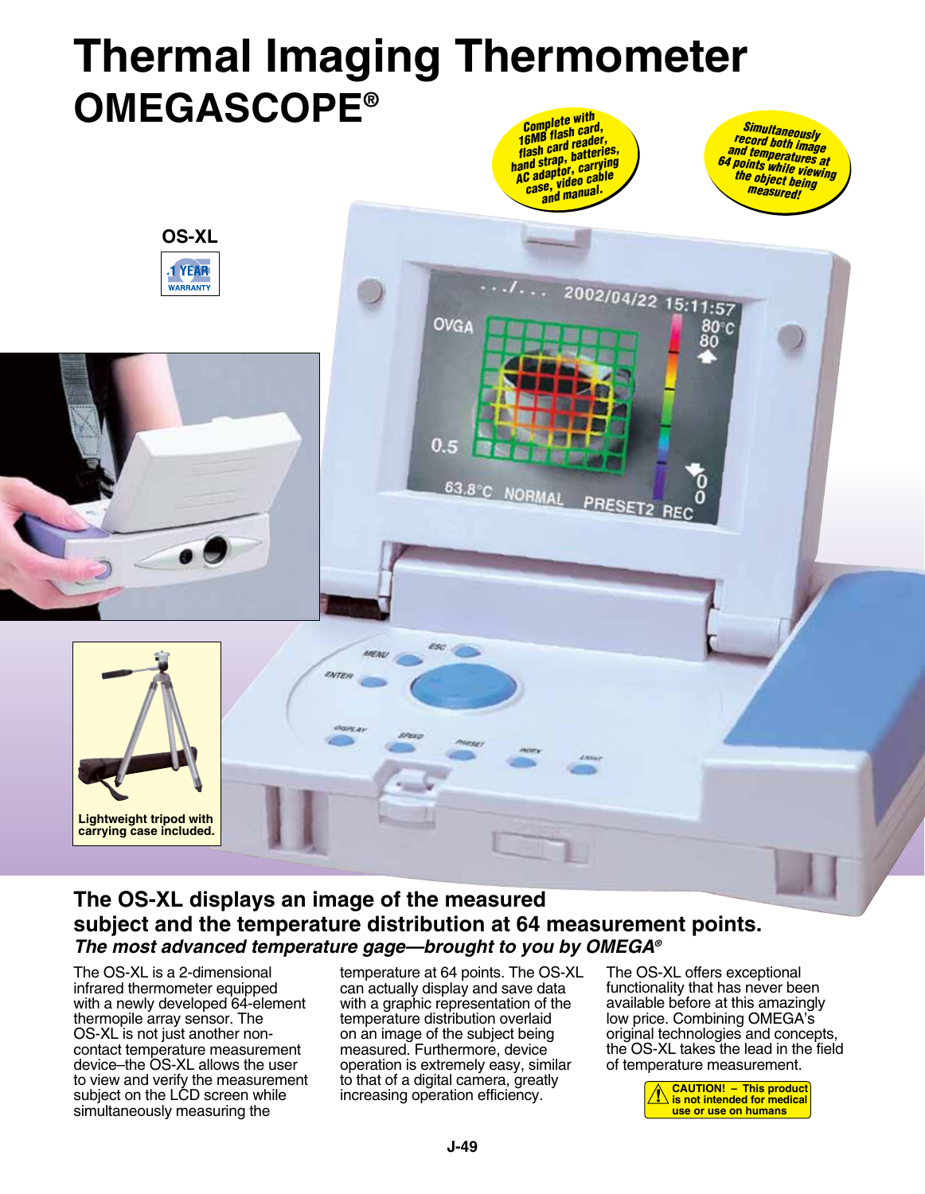# Thermal Imaging Thermometer

## OMEGASCOPE®

Complete with 16MB flash card, flash card reader, hand strap, batteries, AC adaptor, carrying case, video cable and manual.

Simultaneously record both image and temperatures at 64 points while viewing the object being measured!

**OS-XL**

1 YEAR WARRANTY

**Lightweight tripod with carrying case included.**

### The OS-XL displays an image of the measured subject and the temperature distribution at 64 measurement points.

***The most advanced temperature gage—brought to you by OMEGA®***

The OS-XL is a 2-dimensional infrared thermometer equipped with a newly developed 64-element thermopile array sensor. The OS-XL is not just another non-contact temperature measurement device–the OS-XL allows the user to view and verify the measurement subject on the LCD screen while simultaneously measuring the temperature at 64 points. The OS-XL can actually display and save data with a graphic representation of the temperature distribution overlaid on an image of the subject being measured. Furthermore, device operation is extremely easy, similar to that of a digital camera, greatly increasing operation efficiency.

The OS-XL offers exceptional functionality that has never been available before at this amazingly low price. Combining OMEGA's original technologies and concepts, the OS-XL takes the lead in the field of temperature measurement.

**CAUTION! – This product is not intended for medical use or use on humans**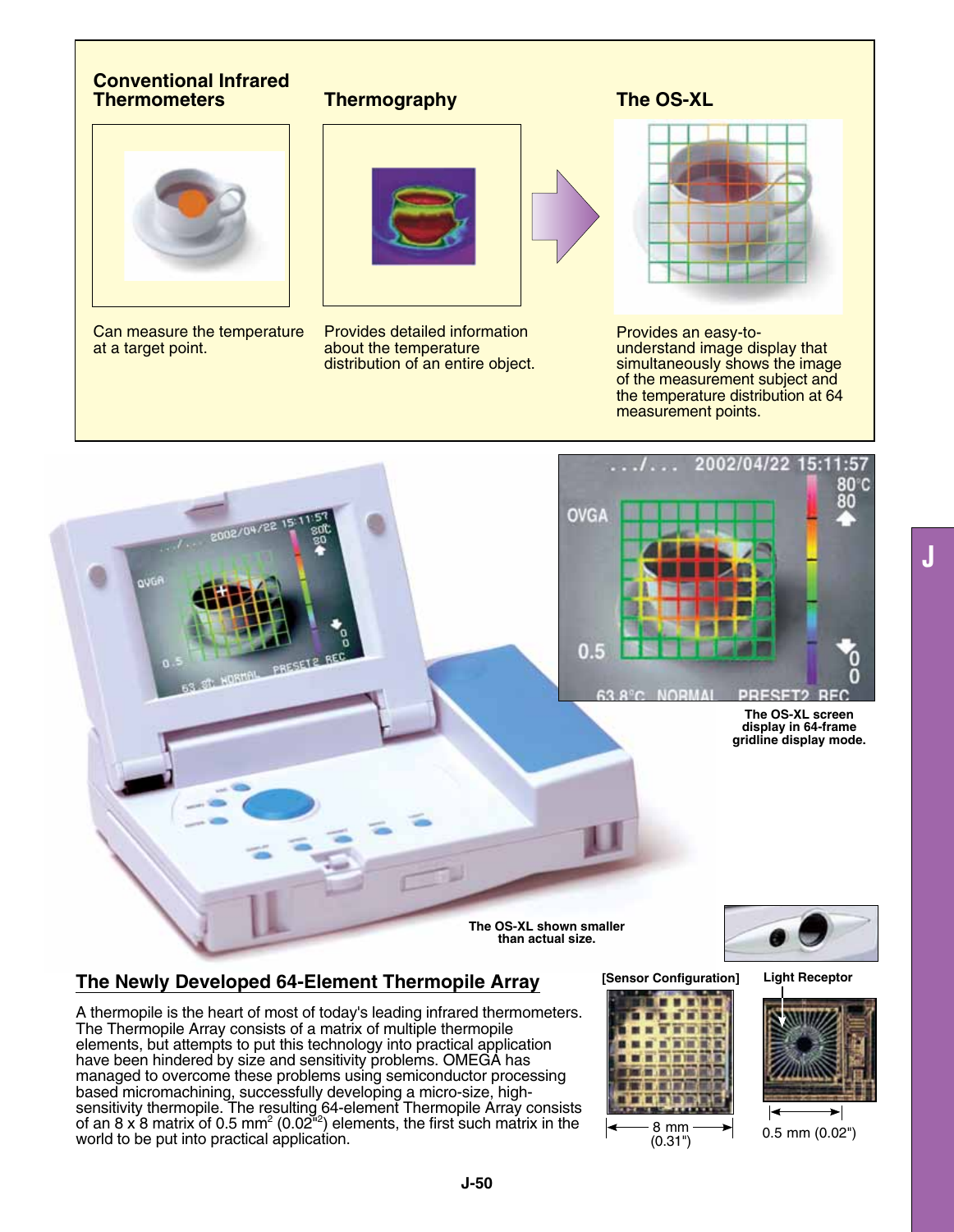**Conventional Infrared Thermometers**

Can measure the temperature at a target point.

**Thermography**

Provides detailed information about the temperature distribution of an entire object.

**The OS-XL**

Provides an easy-to-understand image display that simultaneously shows the image of the measurement subject and the temperature distribution at 64 measurement points.

The OS-XL screen display in 64-frame gridline display mode.

The OS-XL shown smaller than actual size.

## The Newly Developed 64-Element Thermopile Array

A thermopile is the heart of most of today's leading infrared thermometers. The Thermopile Array consists of a matrix of multiple thermopile elements, but attempts to put this technology into practical application have been hindered by size and sensitivity problems. OMEGA has managed to overcome these problems using semiconductor processing based micromachining, successfully developing a micro-size, high-sensitivity thermopile. The resulting 64-element Thermopile Array consists of an 8 x 8 matrix of 0.5 $mm^2$ ($0.02''^2$) elements, the first such matrix in the world to be put into practical application.

[Sensor Configuration]

8 mm (0.31")

Light Receptor

0.5 mm (0.02")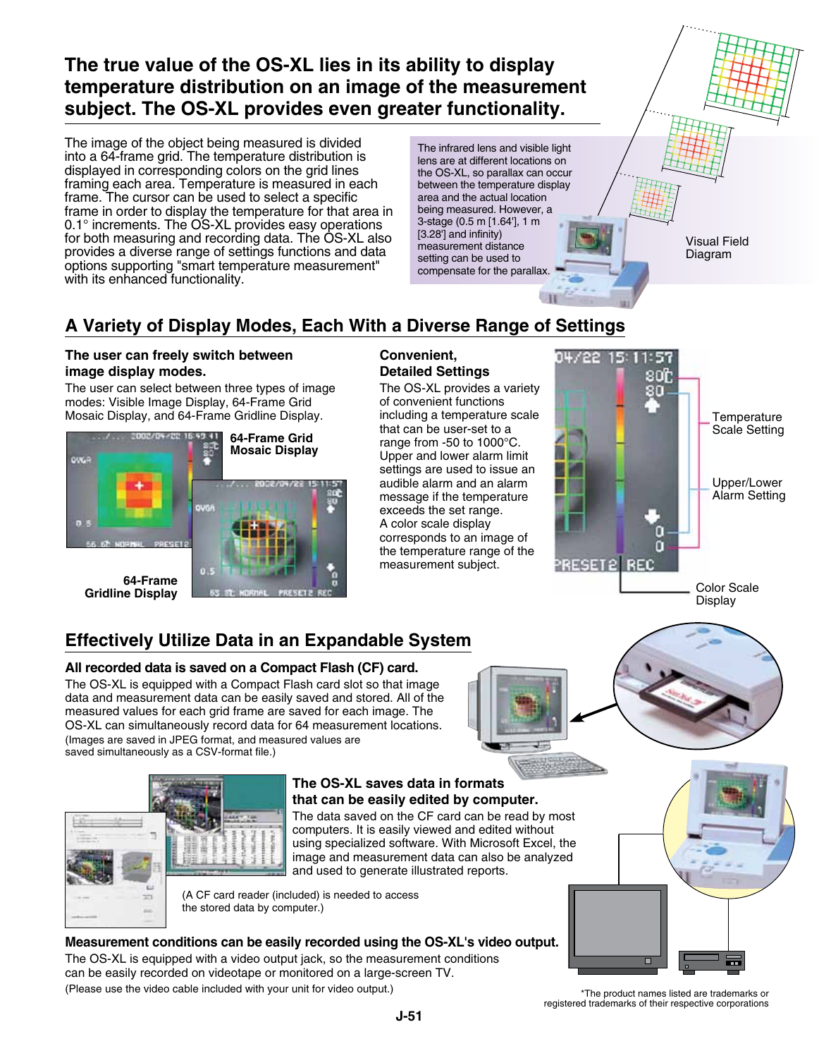# The true value of the OS-XL lies in its ability to display temperature distribution on an image of the measurement subject. The OS-XL provides even greater functionality.

The image of the object being measured is divided into a 64-frame grid. The temperature distribution is displayed in corresponding colors on the grid lines framing each area. Temperature is measured in each frame. The cursor can be used to select a specific frame in order to display the temperature for that area in 0.1° increments. The OS-XL provides easy operations for both measuring and recording data. The OS-XL also provides a diverse range of settings functions and data options supporting "smart temperature measurement" with its enhanced functionality.

The infrared lens and visible light lens are at different locations on the OS-XL, so parallax can occur between the temperature display area and the actual location being measured. However, a 3-stage (0.5 m [1.64'], 1 m [3.28'] and infinity) measurement distance setting can be used to compensate for the parallax.

Visual Field Diagram

## A Variety of Display Modes, Each With a Diverse Range of Settings

**The user can freely switch between image display modes.**

The user can select between three types of image modes: Visible Image Display, 64-Frame Grid Mosaic Display, and 64-Frame Gridline Display.

**64-Frame Grid Mosaic Display**

**64-Frame Gridline Display**

**Convenient, Detailed Settings**

The OS-XL provides a variety of convenient functions including a temperature scale that can be user-set to a range from -50 to 1000°C. Upper and lower alarm limit settings are used to issue an audible alarm and an alarm message if the temperature exceeds the set range. A color scale display corresponds to an image of the temperature range of the measurement subject.

Temperature Scale Setting

Upper/Lower Alarm Setting

Color Scale Display

## Effectively Utilize Data in an Expandable System

**All recorded data is saved on a Compact Flash (CF) card.**

The OS-XL is equipped with a Compact Flash card slot so that image data and measurement data can be easily saved and stored. All of the measured values for each grid frame are saved for each image. The OS-XL can simultaneously record data for 64 measurement locations.
(Images are saved in JPEG format, and measured values are saved simultaneously as a CSV-format file.)

**The OS-XL saves data in formats that can be easily edited by computer.**

The data saved on the CF card can be read by most computers. It is easily viewed and edited without using specialized software. With Microsoft Excel, the image and measurement data can also be analyzed and used to generate illustrated reports.

(A CF card reader (included) is needed to access the stored data by computer.)

**Measurement conditions can be easily recorded using the OS-XL's video output.**

The OS-XL is equipped with a video output jack, so the measurement conditions can be easily recorded on videotape or monitored on a large-screen TV.
(Please use the video cable included with your unit for video output.)

*The product names listed are trademarks or registered trademarks of their respective corporations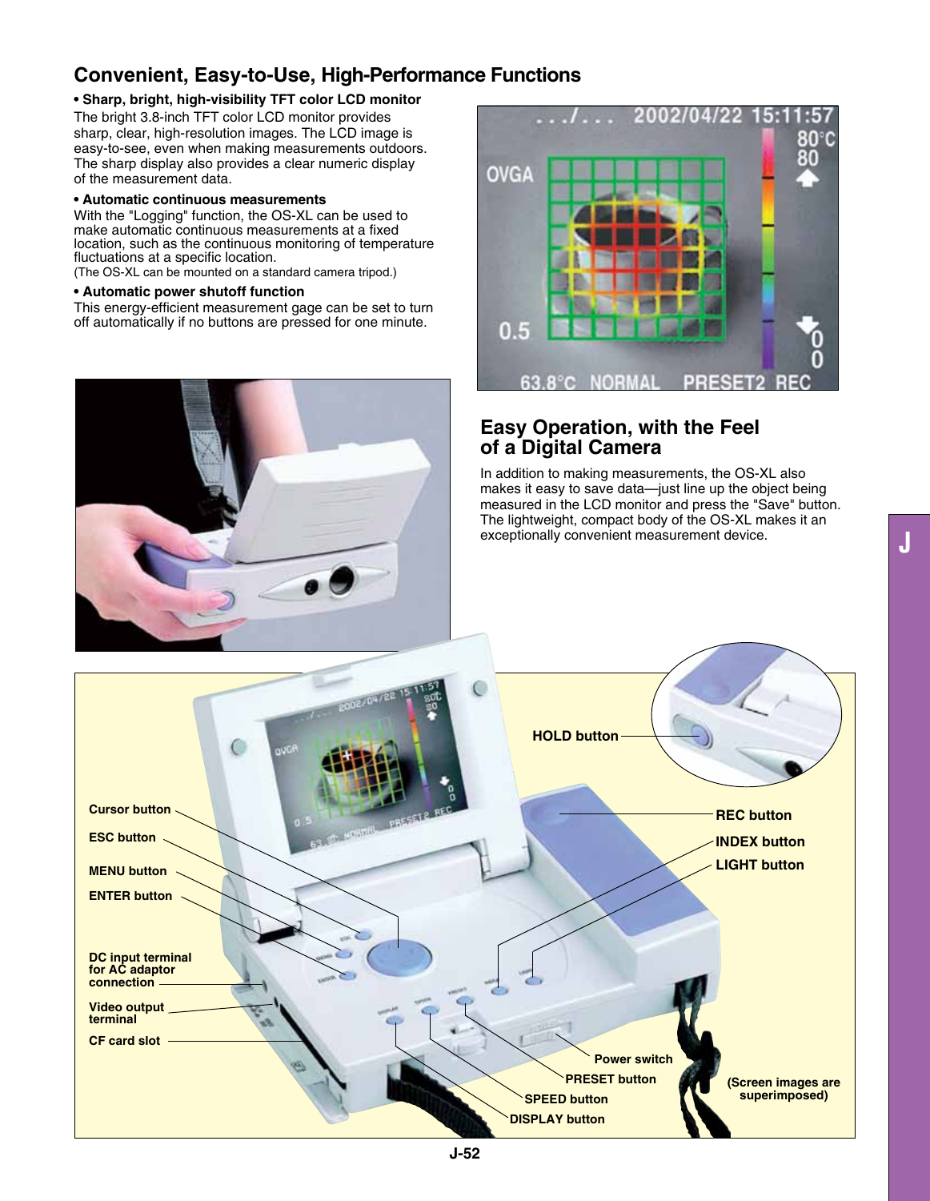## Convenient, Easy-to-Use, High-Performance Functions

**• Sharp, bright, high-visibility TFT color LCD monitor**

The bright 3.8-inch TFT color LCD monitor provides sharp, clear, high-resolution images. The LCD image is easy-to-see, even when making measurements outdoors. The sharp display also provides a clear numeric display of the measurement data.

**• Automatic continuous measurements**

With the "Logging" function, the OS-XL can be used to make automatic continuous measurements at a fixed location, such as the continuous monitoring of temperature fluctuations at a specific location.
(The OS-XL can be mounted on a standard camera tripod.)

**• Automatic power shutoff function**

This energy-efficient measurement gage can be set to turn off automatically if no buttons are pressed for one minute.

## Easy Operation, with the Feel of a Digital Camera

In addition to making measurements, the OS-XL also makes it easy to save data—just line up the object being measured in the LCD monitor and press the "Save" button. The lightweight, compact body of the OS-XL makes it an exceptionally convenient measurement device.

HOLD button

Cursor button

ESC button

MENU button

ENTER button

DC input terminal for AC adaptor connection

Video output terminal

CF card slot

REC button

INDEX button

LIGHT button

Power switch

PRESET button

SPEED button

DISPLAY button

(Screen images are superimposed)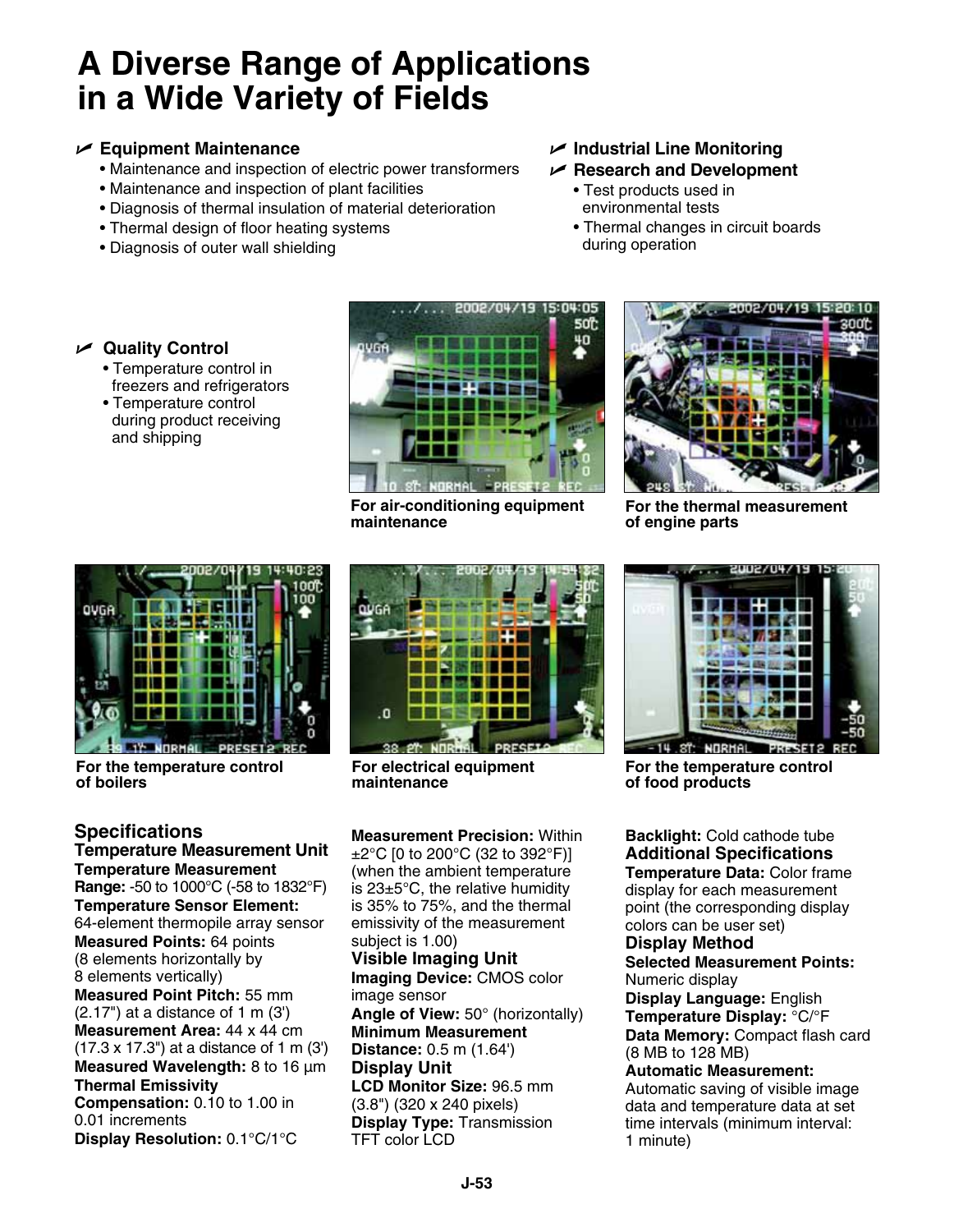# A Diverse Range of Applications in a Wide Variety of Fields

- **Equipment Maintenance**
  - Maintenance and inspection of electric power transformers
  - Maintenance and inspection of plant facilities
  - Diagnosis of thermal insulation of material deterioration
  - Thermal design of floor heating systems
  - Diagnosis of outer wall shielding
- **Industrial Line Monitoring**
- **Research and Development**
  - Test products used in environmental tests
  - Thermal changes in circuit boards during operation
- **Quality Control**
  - Temperature control in freezers and refrigerators
  - Temperature control during product receiving and shipping

**For air-conditioning equipment maintenance**

**For the thermal measurement of engine parts**

**For the temperature control of boilers**

**For electrical equipment maintenance**

**For the temperature control of food products**

## Specifications

### Temperature Measurement Unit

**Temperature Measurement Range:** -50 to 1000°C (-58 to 1832°F)
**Temperature Sensor Element:** 64-element thermopile array sensor
**Measured Points:** 64 points (8 elements horizontally by 8 elements vertically)
**Measured Point Pitch:** 55 mm (2.17") at a distance of 1 m (3')
**Measurement Area:** 44 x 44 cm (17.3 x 17.3") at a distance of 1 m (3')
**Measured Wavelength:** 8 to 16 µm
**Thermal Emissivity Compensation:** 0.10 to 1.00 in 0.01 increments
**Display Resolution:** 0.1°C/1°C
**Measurement Precision:** Within ±2°C [0 to 200°C (32 to 392°F)] (when the ambient temperature is 23±5°C, the relative humidity is 35% to 75%, and the thermal emissivity of the measurement subject is 1.00)

### Visible Imaging Unit

**Imaging Device:** CMOS color image sensor
**Angle of View:** 50° (horizontally)
**Minimum Measurement Distance:** 0.5 m (1.64')

### Display Unit

**LCD Monitor Size:** 96.5 mm (3.8") (320 x 240 pixels)
**Display Type:** Transmission TFT color LCD
**Backlight:** Cold cathode tube

### Additional Specifications

**Temperature Data:** Color frame display for each measurement point (the corresponding display colors can be user set)

### Display Method

**Selected Measurement Points:** Numeric display
**Display Language:** English
**Temperature Display:** °C/°F
**Data Memory:** Compact flash card (8 MB to 128 MB)
**Automatic Measurement:** Automatic saving of visible image data and temperature data at set time intervals (minimum interval: 1 minute)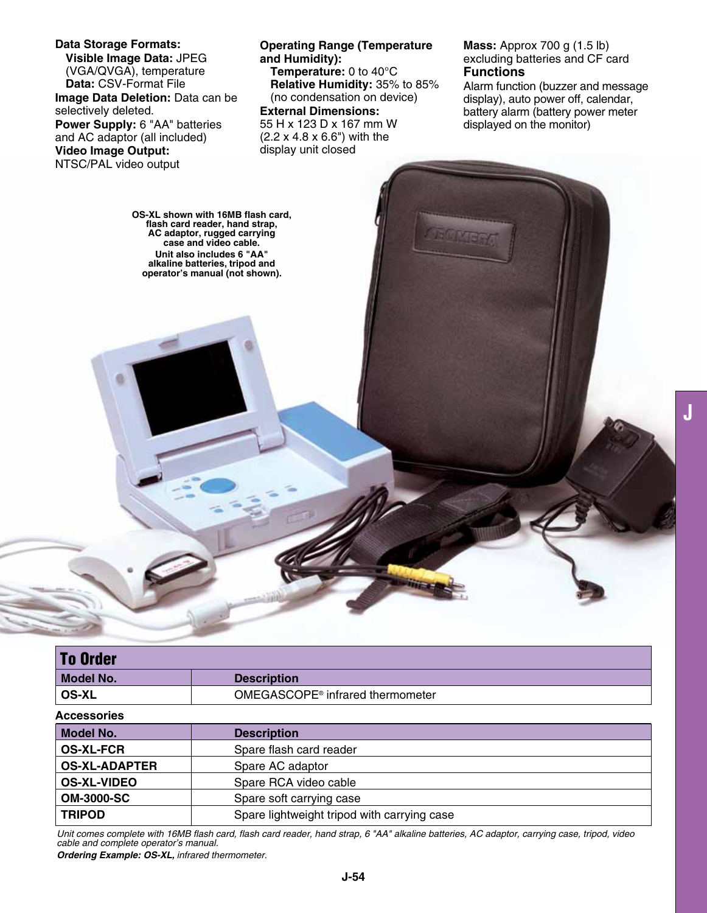**Data Storage Formats:**
**Visible Image Data:** JPEG (VGA/QVGA), temperature
**Data:** CSV-Format File

**Image Data Deletion:** Data can be selectively deleted.

**Power Supply:** 6 "AA" batteries and AC adaptor (all included)

**Video Image Output:**
NTSC/PAL video output

**Operating Range (Temperature and Humidity):**
**Temperature:** 0 to 40°C
**Relative Humidity:** 35% to 85% (no condensation on device)

**External Dimensions:**
55 H x 123 D x 167 mm W (2.2 x 4.8 x 6.6") with the display unit closed

**Mass:** Approx 700 g (1.5 lb) excluding batteries and CF card

**Functions**

Alarm function (buzzer and message display), auto power off, calendar, battery alarm (battery power meter displayed on the monitor)

**OS-XL shown with 16MB flash card, flash card reader, hand strap, AC adaptor, rugged carrying case and video cable. Unit also includes 6 "AA" alkaline batteries, tripod and operator's manual (not shown).**

## To Order

| Model No. | Description |
|---|---|
| OS-XL | OMEGASCOPE® infrared thermometer |

**Accessories**

| Model No. | Description |
|---|---|
| OS-XL-FCR | Spare flash card reader |
| OS-XL-ADAPTER | Spare AC adaptor |
| OS-XL-VIDEO | Spare RCA video cable |
| OM-3000-SC | Spare soft carrying case |
| TRIPOD | Spare lightweight tripod with carrying case |

*Unit comes complete with 16MB flash card, flash card reader, hand strap, 6 "AA" alkaline batteries, AC adaptor, carrying case, tripod, video cable and complete operator's manual.*

***Ordering Example: OS-XL,*** *infrared thermometer.*